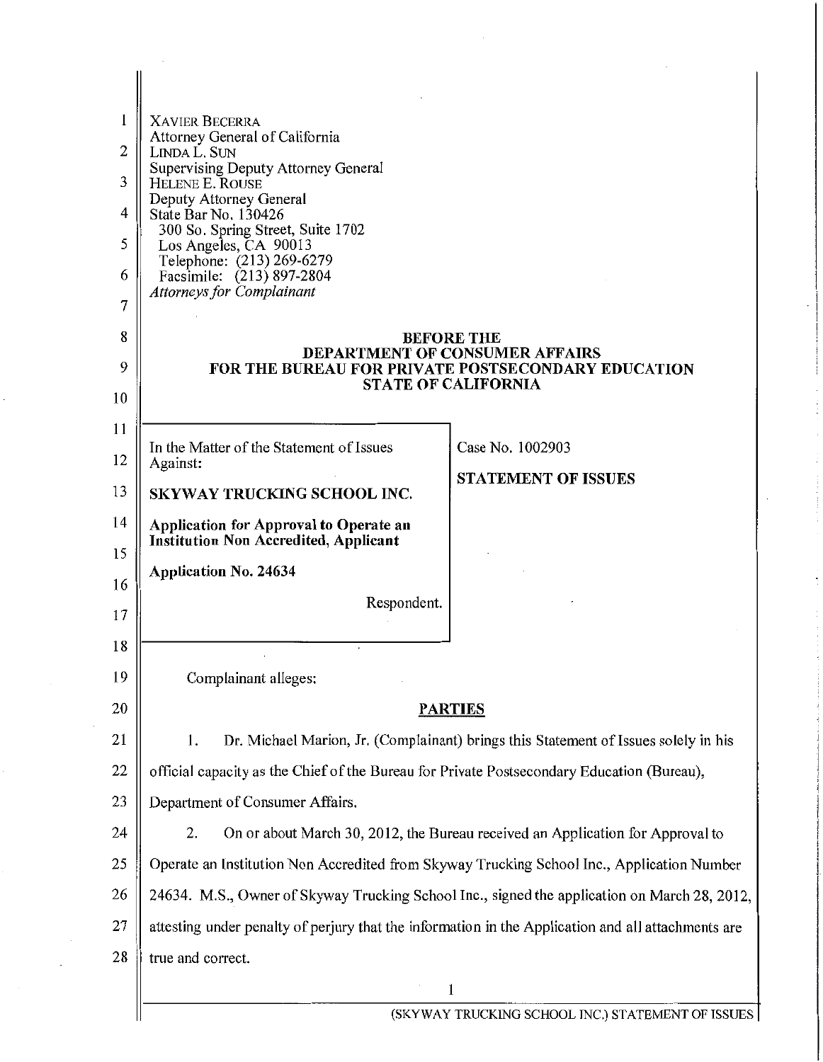XAVIER BECERRA
Attorney General of California
LINDA L. SUN
Supervising Deputy Attorney General
HELENE E. ROUSE
Deputy Attorney General
State Bar No. 130426
300 So. Spring Street, Suite 1702
Los Angeles, CA 90013
Telephone: (213) 269-6279
Facsimile: (213) 897-2804
*Attorneys for Complainant*

**BEFORE THE**
**DEPARTMENT OF CONSUMER AFFAIRS**
**FOR THE BUREAU FOR PRIVATE POSTSECONDARY EDUCATION**
**STATE OF CALIFORNIA**

| In the Matter of the Statement of Issues Against: **SKYWAY TRUCKING SCHOOL INC.** **Application for Approval to Operate an Institution Non Accredited, Applicant** **Application No. 24634** Respondent. | Case No. 1002903 **STATEMENT OF ISSUES** |
|---|---|

Complainant alleges:

**PARTIES**

1. Dr. Michael Marion, Jr. (Complainant) brings this Statement of Issues solely in his official capacity as the Chief of the Bureau for Private Postsecondary Education (Bureau), Department of Consumer Affairs.

2. On or about March 30, 2012, the Bureau received an Application for Approval to Operate an Institution Non Accredited from Skyway Trucking School Inc., Application Number 24634. M.S., Owner of Skyway Trucking School Inc., signed the application on March 28, 2012, attesting under penalty of perjury that the information in the Application and all attachments are true and correct.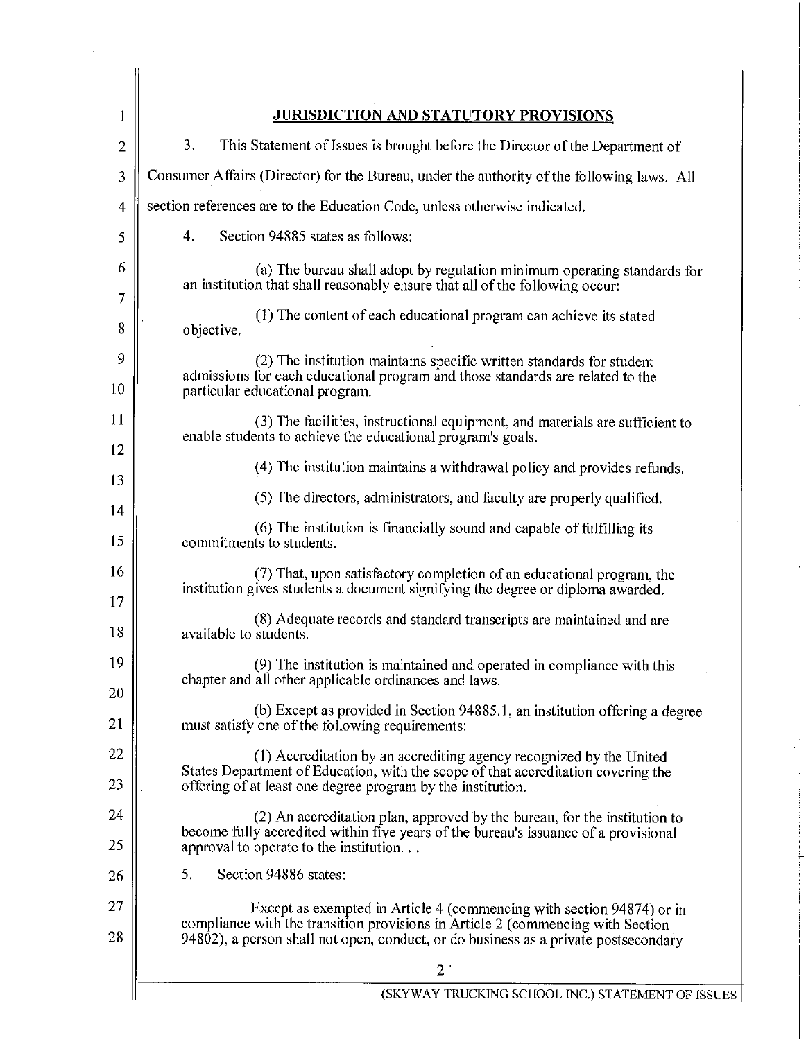## JURISDICTION AND STATUTORY PROVISIONS

3. This Statement of Issues is brought before the Director of the Department of Consumer Affairs (Director) for the Bureau, under the authority of the following laws. All section references are to the Education Code, unless otherwise indicated.

4. Section 94885 states as follows:

> (a) The bureau shall adopt by regulation minimum operating standards for an institution that shall reasonably ensure that all of the following occur:
>
> (1) The content of each educational program can achieve its stated objective.
>
> (2) The institution maintains specific written standards for student admissions for each educational program and those standards are related to the particular educational program.
>
> (3) The facilities, instructional equipment, and materials are sufficient to enable students to achieve the educational program's goals.
>
> (4) The institution maintains a withdrawal policy and provides refunds.
>
> (5) The directors, administrators, and faculty are properly qualified.
>
> (6) The institution is financially sound and capable of fulfilling its commitments to students.
>
> (7) That, upon satisfactory completion of an educational program, the institution gives students a document signifying the degree or diploma awarded.
>
> (8) Adequate records and standard transcripts are maintained and are available to students.
>
> (9) The institution is maintained and operated in compliance with this chapter and all other applicable ordinances and laws.
>
> (b) Except as provided in Section 94885.1, an institution offering a degree must satisfy one of the following requirements:
>
> (1) Accreditation by an accrediting agency recognized by the United States Department of Education, with the scope of that accreditation covering the offering of at least one degree program by the institution.
>
> (2) An accreditation plan, approved by the bureau, for the institution to become fully accredited within five years of the bureau's issuance of a provisional approval to operate to the institution. . .

5. Section 94886 states:

> Except as exempted in Article 4 (commencing with section 94874) or in compliance with the transition provisions in Article 2 (commencing with Section 94802), a person shall not open, conduct, or do business as a private postsecondary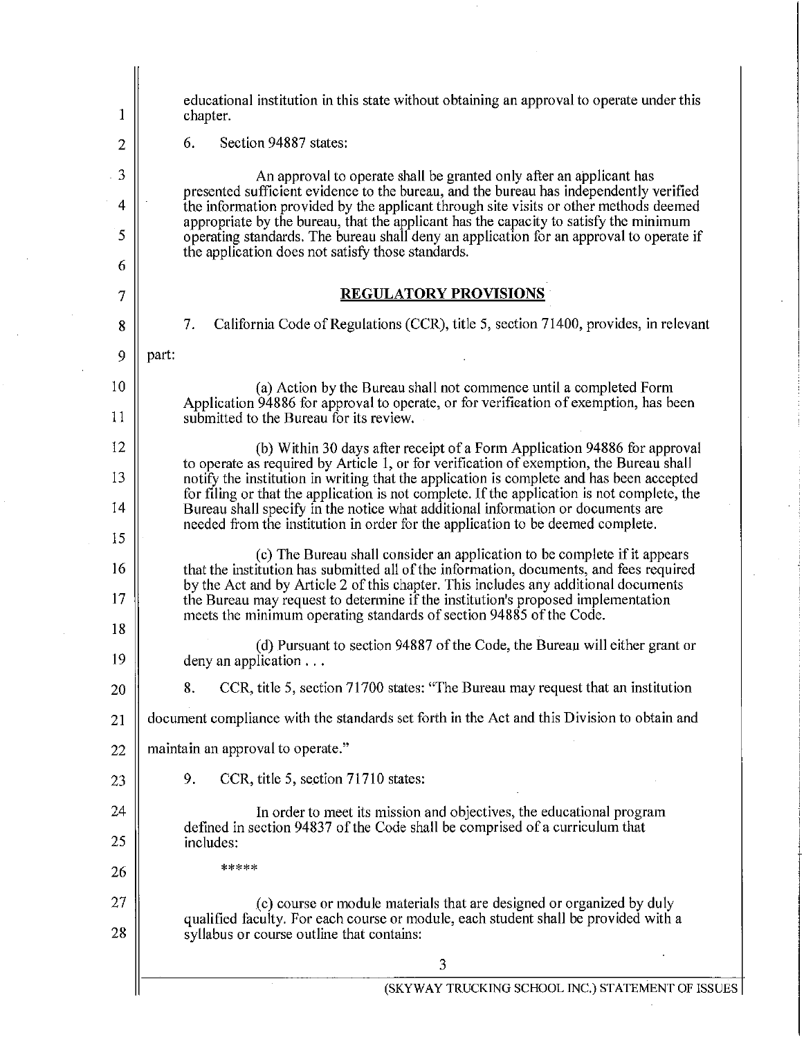educational institution in this state without obtaining an approval to operate under this chapter.

6. Section 94887 states:

> An approval to operate shall be granted only after an applicant has presented sufficient evidence to the bureau, and the bureau has independently verified the information provided by the applicant through site visits or other methods deemed appropriate by the bureau, that the applicant has the capacity to satisfy the minimum operating standards. The bureau shall deny an application for an approval to operate if the application does not satisfy those standards.

## REGULATORY PROVISIONS

7. California Code of Regulations (CCR), title 5, section 71400, provides, in relevant part:

> (a) Action by the Bureau shall not commence until a completed Form Application 94886 for approval to operate, or for verification of exemption, has been submitted to the Bureau for its review.
>
> (b) Within 30 days after receipt of a Form Application 94886 for approval to operate as required by Article 1, or for verification of exemption, the Bureau shall notify the institution in writing that the application is complete and has been accepted for filing or that the application is not complete. If the application is not complete, the Bureau shall specify in the notice what additional information or documents are needed from the institution in order for the application to be deemed complete.
>
> (c) The Bureau shall consider an application to be complete if it appears that the institution has submitted all of the information, documents, and fees required by the Act and by Article 2 of this chapter. This includes any additional documents the Bureau may request to determine if the institution's proposed implementation meets the minimum operating standards of section 94885 of the Code.
>
> (d) Pursuant to section 94887 of the Code, the Bureau will either grant or deny an application . . .

8. CCR, title 5, section 71700 states: "The Bureau may request that an institution document compliance with the standards set forth in the Act and this Division to obtain and maintain an approval to operate."

9. CCR, title 5, section 71710 states:

> In order to meet its mission and objectives, the educational program defined in section 94837 of the Code shall be comprised of a curriculum that includes:
>
> *****
>
> (c) course or module materials that are designed or organized by duly qualified faculty. For each course or module, each student shall be provided with a syllabus or course outline that contains: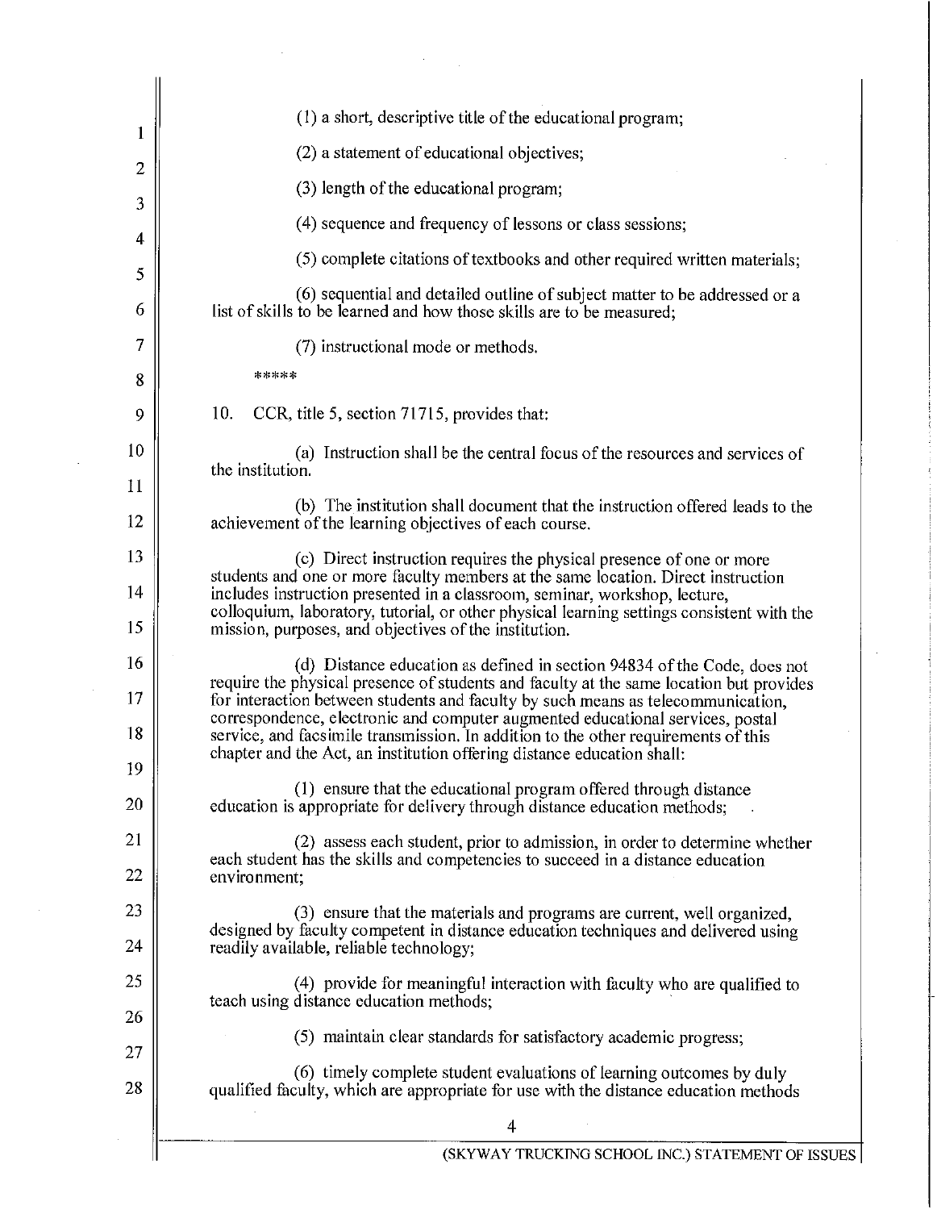(1) a short, descriptive title of the educational program;

(2) a statement of educational objectives;

(3) length of the educational program;

(4) sequence and frequency of lessons or class sessions;

(5) complete citations of textbooks and other required written materials;

(6) sequential and detailed outline of subject matter to be addressed or a list of skills to be learned and how those skills are to be measured;

(7) instructional mode or methods.

*****

10. CCR, title 5, section 71715, provides that:

(a) Instruction shall be the central focus of the resources and services of the institution.

(b) The institution shall document that the instruction offered leads to the achievement of the learning objectives of each course.

(c) Direct instruction requires the physical presence of one or more students and one or more faculty members at the same location. Direct instruction includes instruction presented in a classroom, seminar, workshop, lecture, colloquium, laboratory, tutorial, or other physical learning settings consistent with the mission, purposes, and objectives of the institution.

(d) Distance education as defined in section 94834 of the Code, does not require the physical presence of students and faculty at the same location but provides for interaction between students and faculty by such means as telecommunication, correspondence, electronic and computer augmented educational services, postal service, and facsimile transmission. In addition to the other requirements of this chapter and the Act, an institution offering distance education shall:

(1) ensure that the educational program offered through distance education is appropriate for delivery through distance education methods;

(2) assess each student, prior to admission, in order to determine whether each student has the skills and competencies to succeed in a distance education environment;

(3) ensure that the materials and programs are current, well organized, designed by faculty competent in distance education techniques and delivered using readily available, reliable technology;

(4) provide for meaningful interaction with faculty who are qualified to teach using distance education methods;

(5) maintain clear standards for satisfactory academic progress;

(6) timely complete student evaluations of learning outcomes by duly qualified faculty, which are appropriate for use with the distance education methods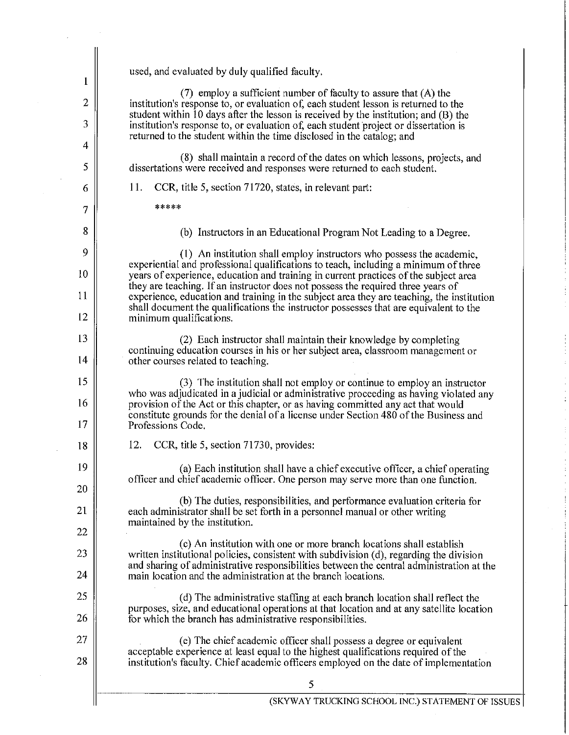used, and evaluated by duly qualified faculty.

(7) employ a sufficient number of faculty to assure that (A) the institution's response to, or evaluation of, each student lesson is returned to the student within 10 days after the lesson is received by the institution; and (B) the institution's response to, or evaluation of, each student project or dissertation is returned to the student within the time disclosed in the catalog; and

(8) shall maintain a record of the dates on which lessons, projects, and dissertations were received and responses were returned to each student.

11. CCR, title 5, section 71720, states, in relevant part:

*****

(b) Instructors in an Educational Program Not Leading to a Degree.

(1) An institution shall employ instructors who possess the academic, experiential and professional qualifications to teach, including a minimum of three years of experience, education and training in current practices of the subject area they are teaching. If an instructor does not possess the required three years of experience, education and training in the subject area they are teaching, the institution shall document the qualifications the instructor possesses that are equivalent to the minimum qualifications.

(2) Each instructor shall maintain their knowledge by completing continuing education courses in his or her subject area, classroom management or other courses related to teaching.

(3) The institution shall not employ or continue to employ an instructor who was adjudicated in a judicial or administrative proceeding as having violated any provision of the Act or this chapter, or as having committed any act that would constitute grounds for the denial of a license under Section 480 of the Business and Professions Code.

12. CCR, title 5, section 71730, provides:

(a) Each institution shall have a chief executive officer, a chief operating officer and chief academic officer. One person may serve more than one function.

(b) The duties, responsibilities, and performance evaluation criteria for each administrator shall be set forth in a personnel manual or other writing maintained by the institution.

(c) An institution with one or more branch locations shall establish written institutional policies, consistent with subdivision (d), regarding the division and sharing of administrative responsibilities between the central administration at the main location and the administration at the branch locations.

(d) The administrative staffing at each branch location shall reflect the purposes, size, and educational operations at that location and at any satellite location for which the branch has administrative responsibilities.

(e) The chief academic officer shall possess a degree or equivalent acceptable experience at least equal to the highest qualifications required of the institution's faculty. Chief academic officers employed on the date of implementation

(SKYWAY TRUCKING SCHOOL INC.) STATEMENT OF ISSUES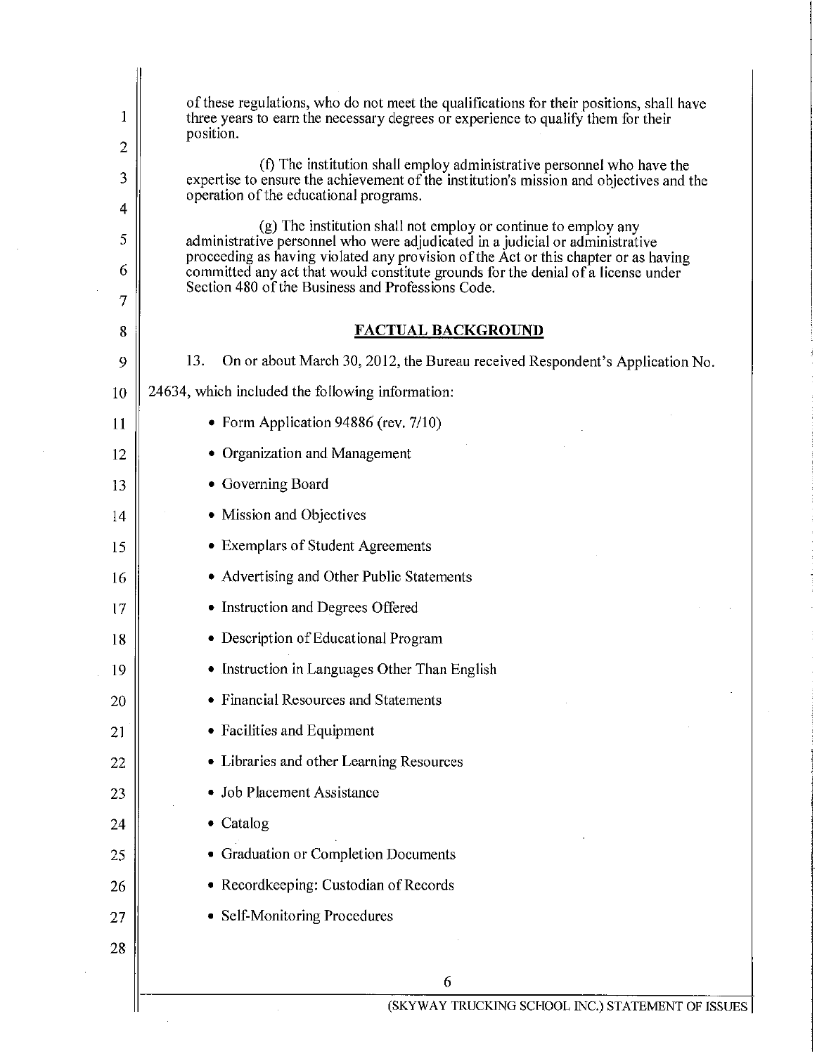of these regulations, who do not meet the qualifications for their positions, shall have three years to earn the necessary degrees or experience to qualify them for their position.

(f) The institution shall employ administrative personnel who have the expertise to ensure the achievement of the institution's mission and objectives and the operation of the educational programs.

(g) The institution shall not employ or continue to employ any administrative personnel who were adjudicated in a judicial or administrative proceeding as having violated any provision of the Act or this chapter or as having committed any act that would constitute grounds for the denial of a license under Section 480 of the Business and Professions Code.

## FACTUAL BACKGROUND

13. On or about March 30, 2012, the Bureau received Respondent's Application No. 24634, which included the following information:

- Form Application 94886 (rev. 7/10)
- Organization and Management
- Governing Board
- Mission and Objectives
- Exemplars of Student Agreements
- Advertising and Other Public Statements
- Instruction and Degrees Offered
- Description of Educational Program
- Instruction in Languages Other Than English
- Financial Resources and Statements
- Facilities and Equipment
- Libraries and other Learning Resources
- Job Placement Assistance
- Catalog
- Graduation or Completion Documents
- Recordkeeping: Custodian of Records
- Self-Monitoring Procedures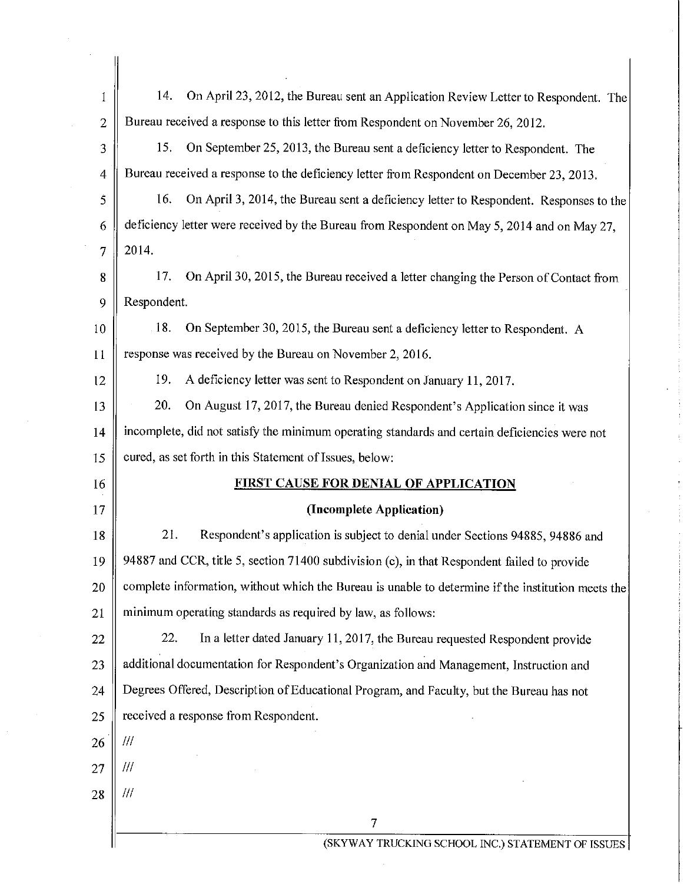14. On April 23, 2012, the Bureau sent an Application Review Letter to Respondent. The Bureau received a response to this letter from Respondent on November 26, 2012.

15. On September 25, 2013, the Bureau sent a deficiency letter to Respondent. The Bureau received a response to the deficiency letter from Respondent on December 23, 2013.

16. On April 3, 2014, the Bureau sent a deficiency letter to Respondent. Responses to the deficiency letter were received by the Bureau from Respondent on May 5, 2014 and on May 27, 2014.

17. On April 30, 2015, the Bureau received a letter changing the Person of Contact from Respondent.

18. On September 30, 2015, the Bureau sent a deficiency letter to Respondent. A response was received by the Bureau on November 2, 2016.

19. A deficiency letter was sent to Respondent on January 11, 2017.

20. On August 17, 2017, the Bureau denied Respondent's Application since it was incomplete, did not satisfy the minimum operating standards and certain deficiencies were not cured, as set forth in this Statement of Issues, below:

**FIRST CAUSE FOR DENIAL OF APPLICATION**

**(Incomplete Application)**

21. Respondent's application is subject to denial under Sections 94885, 94886 and 94887 and CCR, title 5, section 71400 subdivision (c), in that Respondent failed to provide complete information, without which the Bureau is unable to determine if the institution meets the minimum operating standards as required by law, as follows:

22. In a letter dated January 11, 2017, the Bureau requested Respondent provide additional documentation for Respondent's Organization and Management, Instruction and Degrees Offered, Description of Educational Program, and Faculty, but the Bureau has not received a response from Respondent.

///

///

///

(SKYWAY TRUCKING SCHOOL INC.) STATEMENT OF ISSUES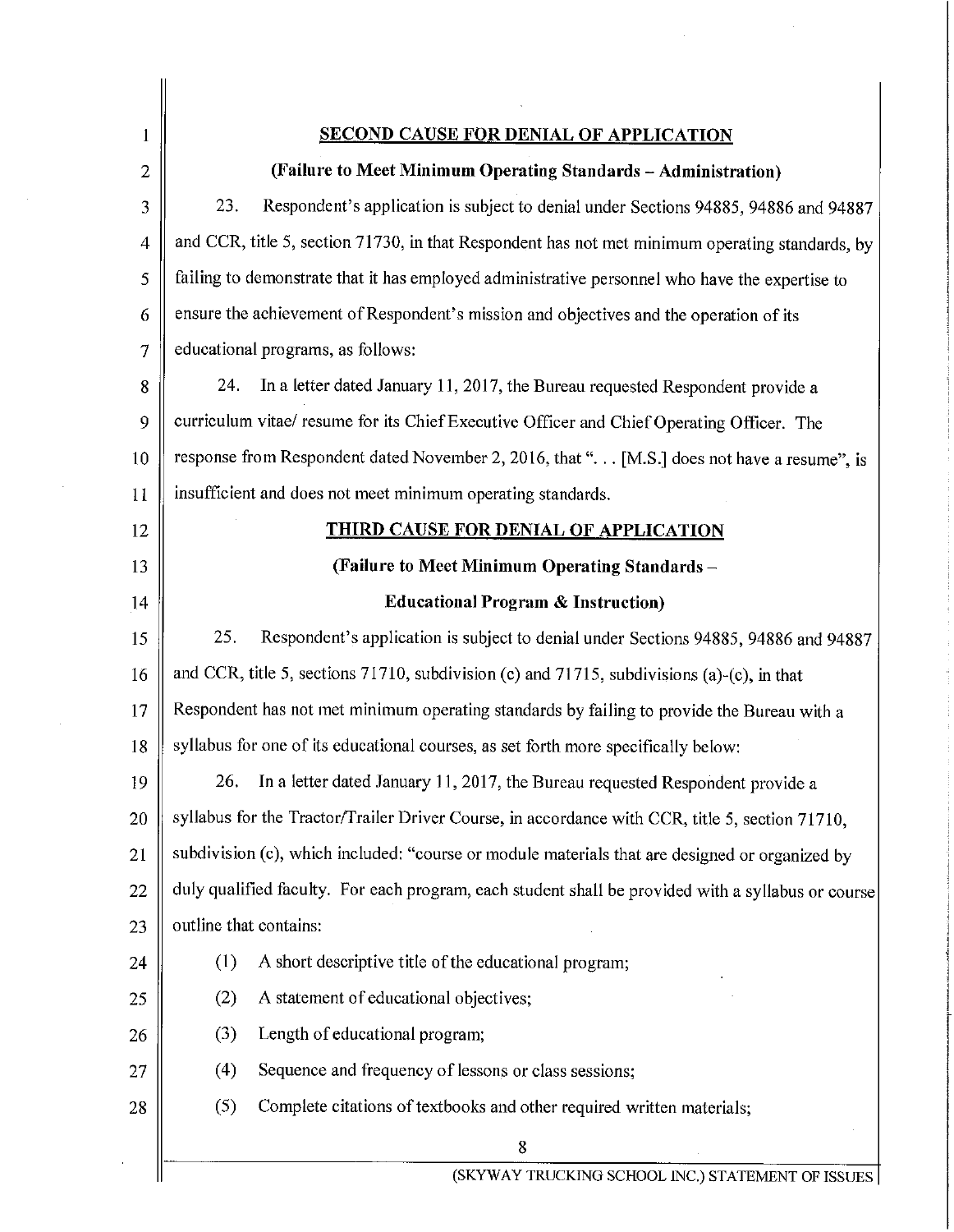## SECOND CAUSE FOR DENIAL OF APPLICATION

**(Failure to Meet Minimum Operating Standards – Administration)**

23. Respondent's application is subject to denial under Sections 94885, 94886 and 94887 and CCR, title 5, section 71730, in that Respondent has not met minimum operating standards, by failing to demonstrate that it has employed administrative personnel who have the expertise to ensure the achievement of Respondent's mission and objectives and the operation of its educational programs, as follows:

24. In a letter dated January 11, 2017, the Bureau requested Respondent provide a curriculum vitae/ resume for its Chief Executive Officer and Chief Operating Officer. The response from Respondent dated November 2, 2016, that ". . . [M.S.] does not have a resume", is insufficient and does not meet minimum operating standards.

## THIRD CAUSE FOR DENIAL OF APPLICATION

**(Failure to Meet Minimum Operating Standards –**

**Educational Program & Instruction)**

25. Respondent's application is subject to denial under Sections 94885, 94886 and 94887 and CCR, title 5, sections 71710, subdivision (c) and 71715, subdivisions (a)-(c), in that Respondent has not met minimum operating standards by failing to provide the Bureau with a syllabus for one of its educational courses, as set forth more specifically below:

26. In a letter dated January 11, 2017, the Bureau requested Respondent provide a syllabus for the Tractor/Trailer Driver Course, in accordance with CCR, title 5, section 71710, subdivision (c), which included: "course or module materials that are designed or organized by duly qualified faculty. For each program, each student shall be provided with a syllabus or course outline that contains:

(1) A short descriptive title of the educational program;

(2) A statement of educational objectives;

(3) Length of educational program;

(4) Sequence and frequency of lessons or class sessions;

(5) Complete citations of textbooks and other required written materials;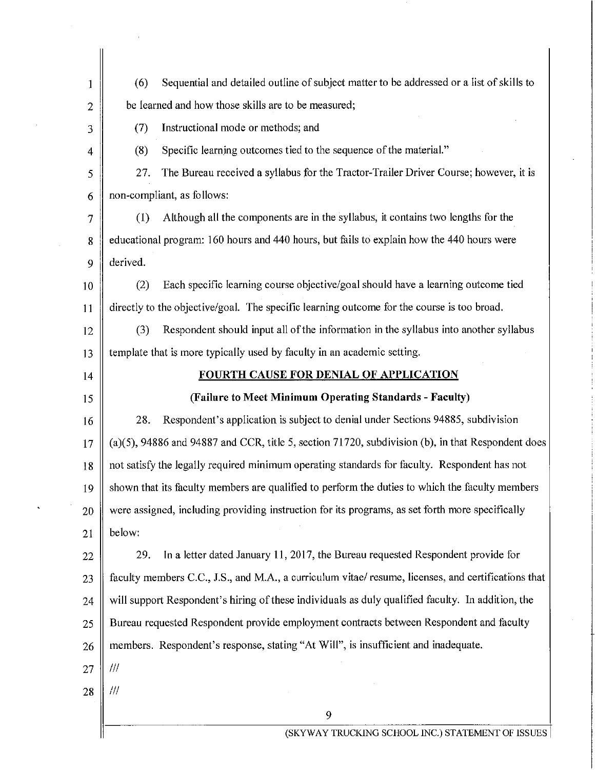(6) Sequential and detailed outline of subject matter to be addressed or a list of skills to be learned and how those skills are to be measured;

(7) Instructional mode or methods; and

(8) Specific learning outcomes tied to the sequence of the material."

27. The Bureau received a syllabus for the Tractor-Trailer Driver Course; however, it is non-compliant, as follows:

(1) Although all the components are in the syllabus, it contains two lengths for the educational program: 160 hours and 440 hours, but fails to explain how the 440 hours were derived.

(2) Each specific learning course objective/goal should have a learning outcome tied directly to the objective/goal. The specific learning outcome for the course is too broad.

(3) Respondent should input all of the information in the syllabus into another syllabus template that is more typically used by faculty in an academic setting.

## FOURTH CAUSE FOR DENIAL OF APPLICATION

### (Failure to Meet Minimum Operating Standards - Faculty)

28. Respondent's application is subject to denial under Sections 94885, subdivision (a)(5), 94886 and 94887 and CCR, title 5, section 71720, subdivision (b), in that Respondent does not satisfy the legally required minimum operating standards for faculty. Respondent has not shown that its faculty members are qualified to perform the duties to which the faculty members were assigned, including providing instruction for its programs, as set forth more specifically below:

29. In a letter dated January 11, 2017, the Bureau requested Respondent provide for faculty members C.C., J.S., and M.A., a curriculum vitae/ resume, licenses, and certifications that will support Respondent's hiring of these individuals as duly qualified faculty. In addition, the Bureau requested Respondent provide employment contracts between Respondent and faculty members. Respondent's response, stating "At Will", is insufficient and inadequate.

///

///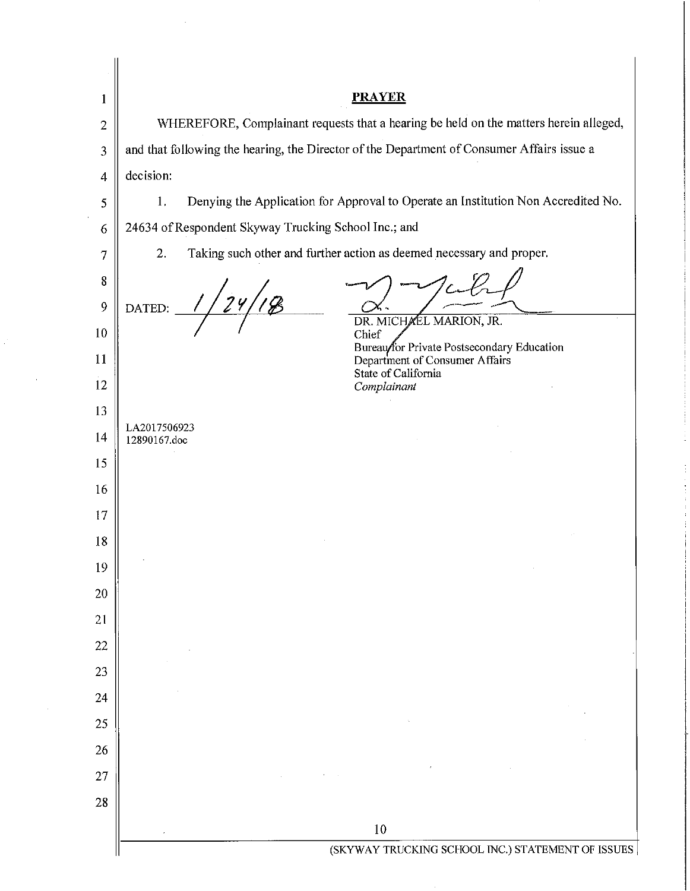## PRAYER

WHEREFORE, Complainant requests that a hearing be held on the matters herein alleged, and that following the hearing, the Director of the Department of Consumer Affairs issue a decision:

1. Denying the Application for Approval to Operate an Institution Non Accredited No. 24634 of Respondent Skyway Trucking School Inc.; and

2. Taking such other and further action as deemed necessary and proper.

DATED: 1/24/18

DR. MICHAEL MARION, JR.
Chief
Bureau for Private Postsecondary Education
Department of Consumer Affairs
State of California
*Complainant*

LA2017506923
12890167.doc

(SKYWAY TRUCKING SCHOOL INC.) STATEMENT OF ISSUES